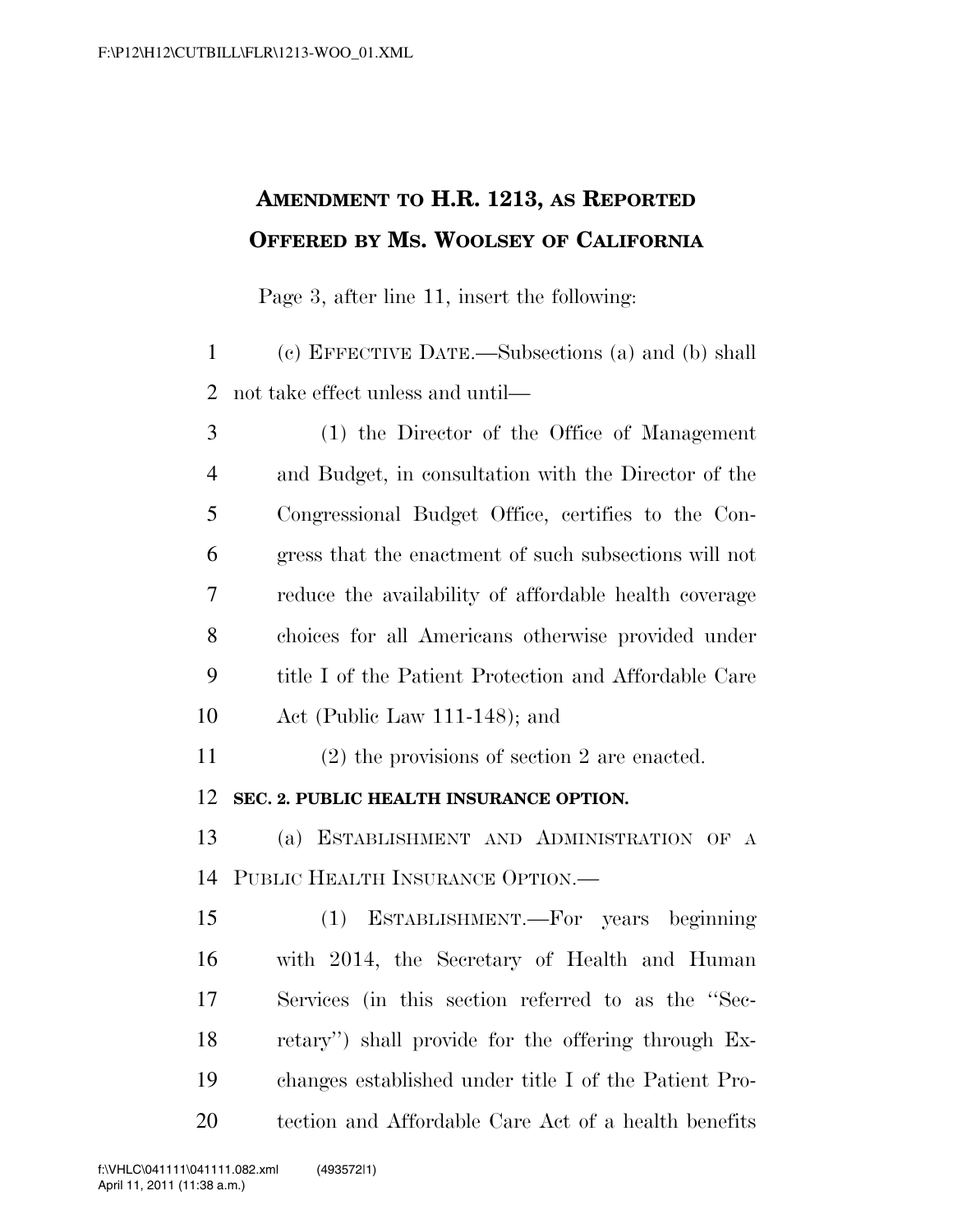# AMENDMENT TO H.R. 1213, AS REPORTED OFFERED BY MS. WOOLSEY OF CALIFORNIA

Page 3, after line 11, insert the following:

(c) EFFECTIVE DATE.—Subsections (a) and (b) shall not take effect unless and until—

(1) the Director of the Office of Management and Budget, in consultation with the Director of the Congressional Budget Office, certifies to the Congress that the enactment of such subsections will not reduce the availability of affordable health coverage choices for all Americans otherwise provided under title I of the Patient Protection and Affordable Care Act (Public Law 111-148); and

(2) the provisions of section 2 are enacted.

**SEC. 2. PUBLIC HEALTH INSURANCE OPTION.**

(a) ESTABLISHMENT AND ADMINISTRATION OF A PUBLIC HEALTH INSURANCE OPTION.—

(1) ESTABLISHMENT.—For years beginning with 2014, the Secretary of Health and Human Services (in this section referred to as the "Secretary") shall provide for the offering through Exchanges established under title I of the Patient Protection and Affordable Care Act of a health benefits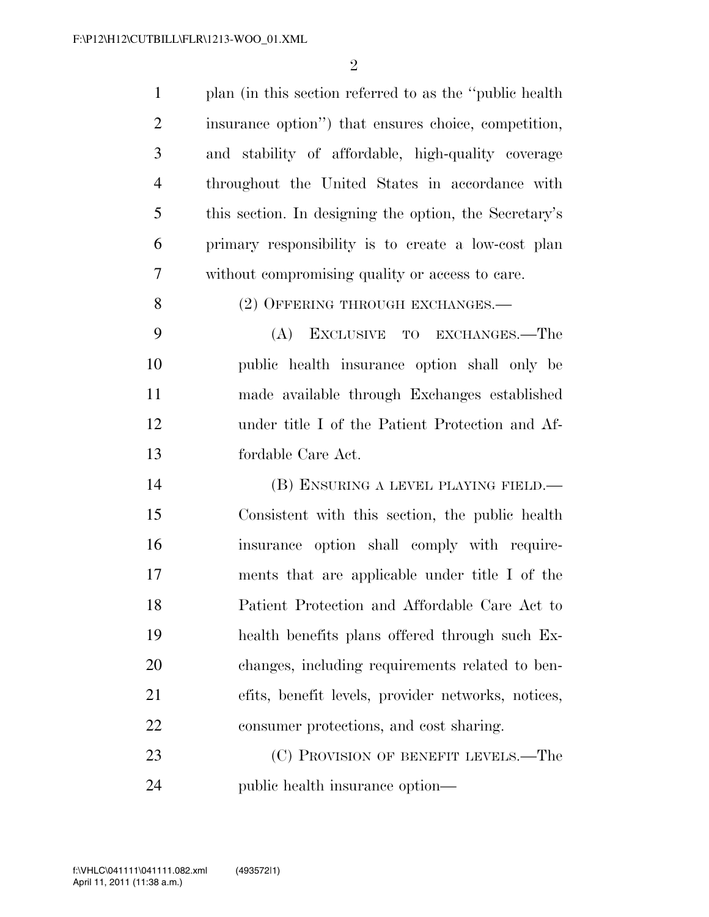plan (in this section referred to as the ''public health insurance option'') that ensures choice, competition, and stability of affordable, high-quality coverage throughout the United States in accordance with this section. In designing the option, the Secretary's primary responsibility is to create a low-cost plan without compromising quality or access to care.

(2) OFFERING THROUGH EXCHANGES.—

(A) EXCLUSIVE TO EXCHANGES.—The public health insurance option shall only be made available through Exchanges established under title I of the Patient Protection and Affordable Care Act.

(B) ENSURING A LEVEL PLAYING FIELD.—Consistent with this section, the public health insurance option shall comply with requirements that are applicable under title I of the Patient Protection and Affordable Care Act to health benefits plans offered through such Exchanges, including requirements related to benefits, benefit levels, provider networks, notices, consumer protections, and cost sharing.

(C) PROVISION OF BENEFIT LEVELS.—The public health insurance option—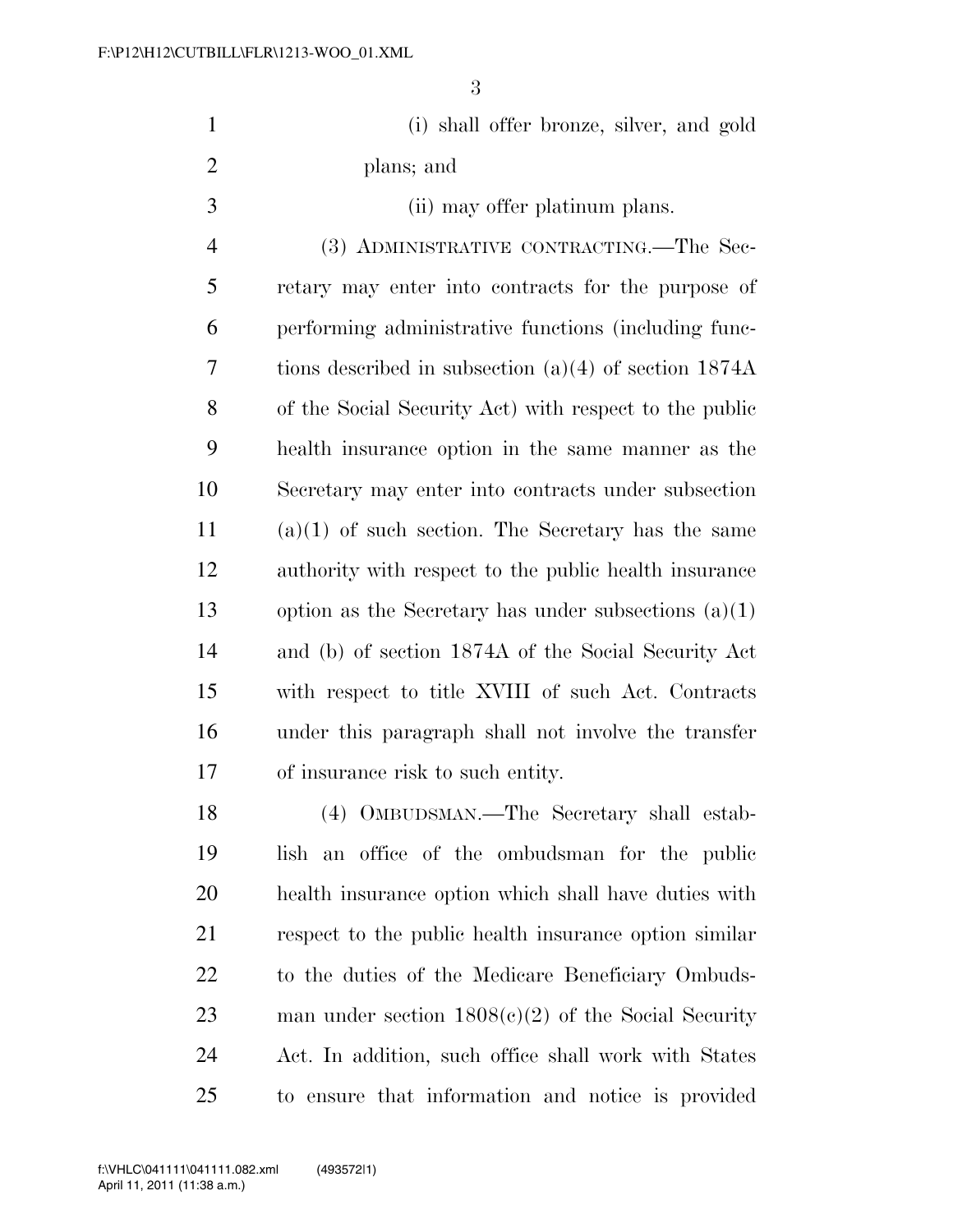(i) shall offer bronze, silver, and gold plans; and

(ii) may offer platinum plans.

(3) ADMINISTRATIVE CONTRACTING.—The Secretary may enter into contracts for the purpose of performing administrative functions (including functions described in subsection (a)(4) of section 1874A of the Social Security Act) with respect to the public health insurance option in the same manner as the Secretary may enter into contracts under subsection (a)(1) of such section. The Secretary has the same authority with respect to the public health insurance option as the Secretary has under subsections (a)(1) and (b) of section 1874A of the Social Security Act with respect to title XVIII of such Act. Contracts under this paragraph shall not involve the transfer of insurance risk to such entity.

(4) OMBUDSMAN.—The Secretary shall establish an office of the ombudsman for the public health insurance option which shall have duties with respect to the public health insurance option similar to the duties of the Medicare Beneficiary Ombudsman under section 1808(c)(2) of the Social Security Act. In addition, such office shall work with States to ensure that information and notice is provided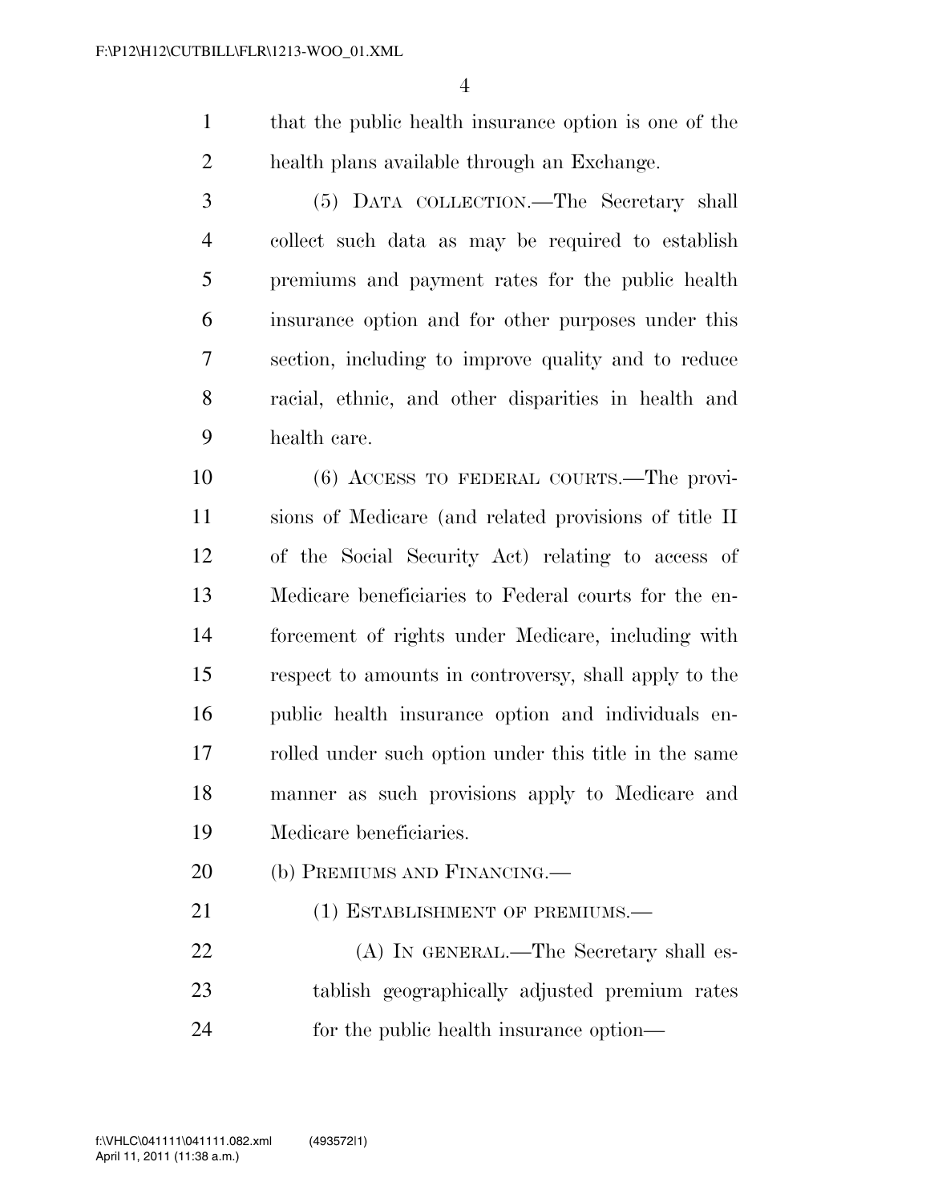that the public health insurance option is one of the health plans available through an Exchange.

(5) DATA COLLECTION.—The Secretary shall collect such data as may be required to establish premiums and payment rates for the public health insurance option and for other purposes under this section, including to improve quality and to reduce racial, ethnic, and other disparities in health and health care.

(6) ACCESS TO FEDERAL COURTS.—The provisions of Medicare (and related provisions of title II of the Social Security Act) relating to access of Medicare beneficiaries to Federal courts for the enforcement of rights under Medicare, including with respect to amounts in controversy, shall apply to the public health insurance option and individuals enrolled under such option under this title in the same manner as such provisions apply to Medicare and Medicare beneficiaries.

(b) PREMIUMS AND FINANCING.—

(1) ESTABLISHMENT OF PREMIUMS.—

(A) IN GENERAL.—The Secretary shall establish geographically adjusted premium rates for the public health insurance option—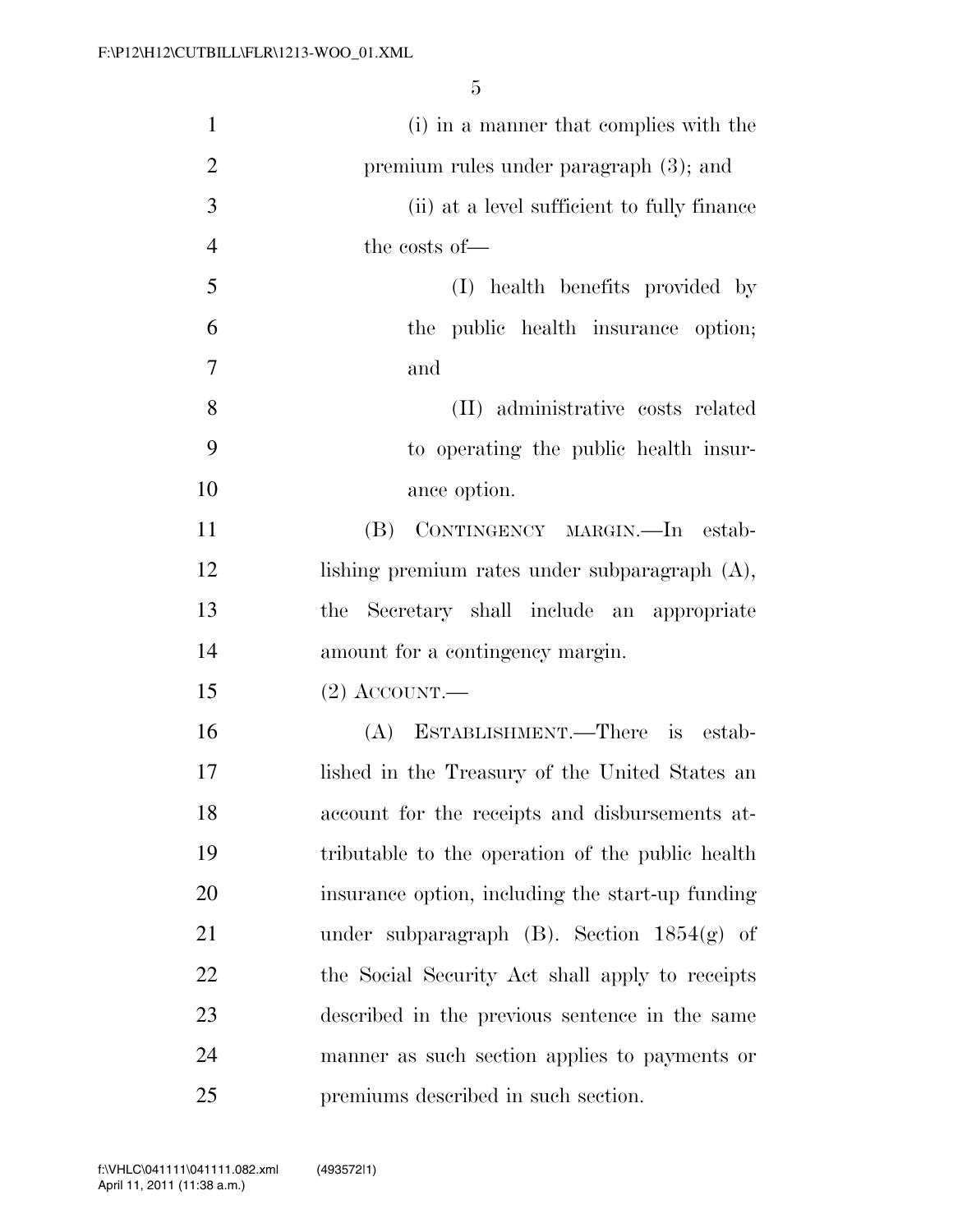(i) in a manner that complies with the premium rules under paragraph (3); and

(ii) at a level sufficient to fully finance the costs of—

(I) health benefits provided by the public health insurance option; and

(II) administrative costs related to operating the public health insurance option.

(B) CONTINGENCY MARGIN.—In establishing premium rates under subparagraph (A), the Secretary shall include an appropriate amount for a contingency margin.

(2) ACCOUNT.—

(A) ESTABLISHMENT.—There is established in the Treasury of the United States an account for the receipts and disbursements attributable to the operation of the public health insurance option, including the start-up funding under subparagraph (B). Section 1854(g) of the Social Security Act shall apply to receipts described in the previous sentence in the same manner as such section applies to payments or premiums described in such section.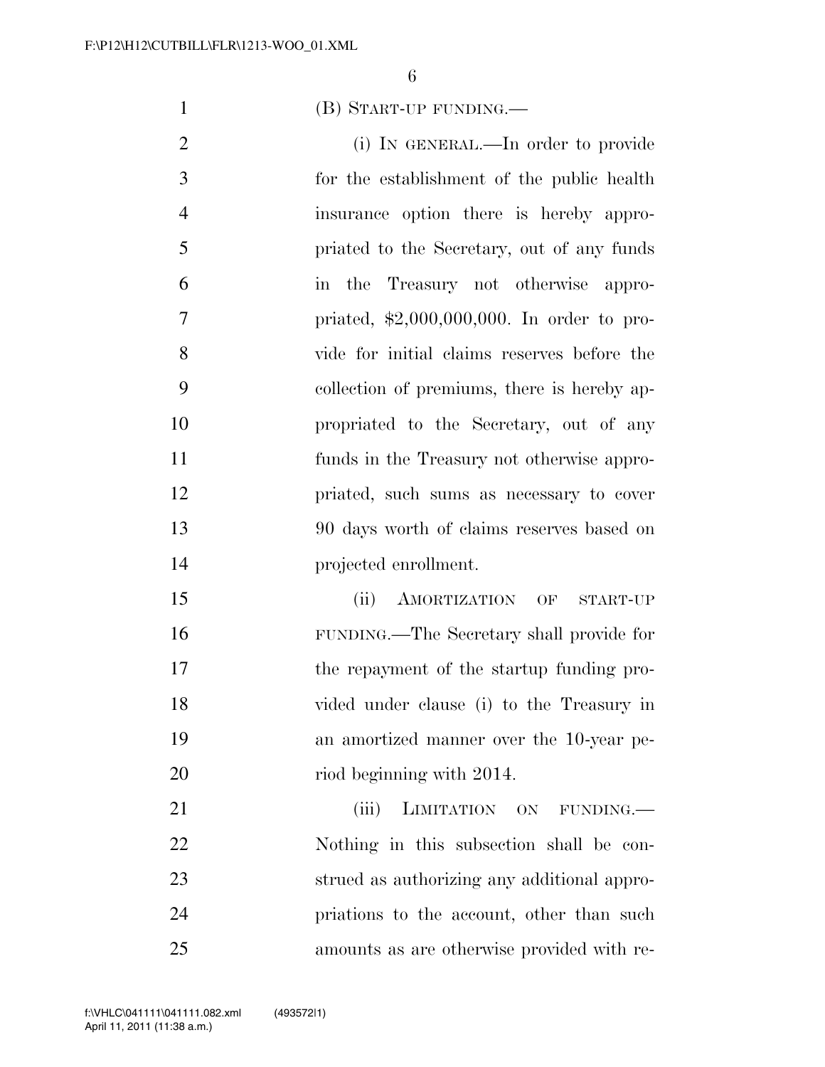(B) START-UP FUNDING.—

(i) IN GENERAL.—In order to provide for the establishment of the public health insurance option there is hereby appropriated to the Secretary, out of any funds in the Treasury not otherwise appropriated, $2,000,000,000. In order to provide for initial claims reserves before the collection of premiums, there is hereby appropriated to the Secretary, out of any funds in the Treasury not otherwise appropriated, such sums as necessary to cover 90 days worth of claims reserves based on projected enrollment.

(ii) AMORTIZATION OF START-UP FUNDING.—The Secretary shall provide for the repayment of the startup funding provided under clause (i) to the Treasury in an amortized manner over the 10-year period beginning with 2014.

(iii) LIMITATION ON FUNDING.—Nothing in this subsection shall be construed as authorizing any additional appropriations to the account, other than such amounts as are otherwise provided with re-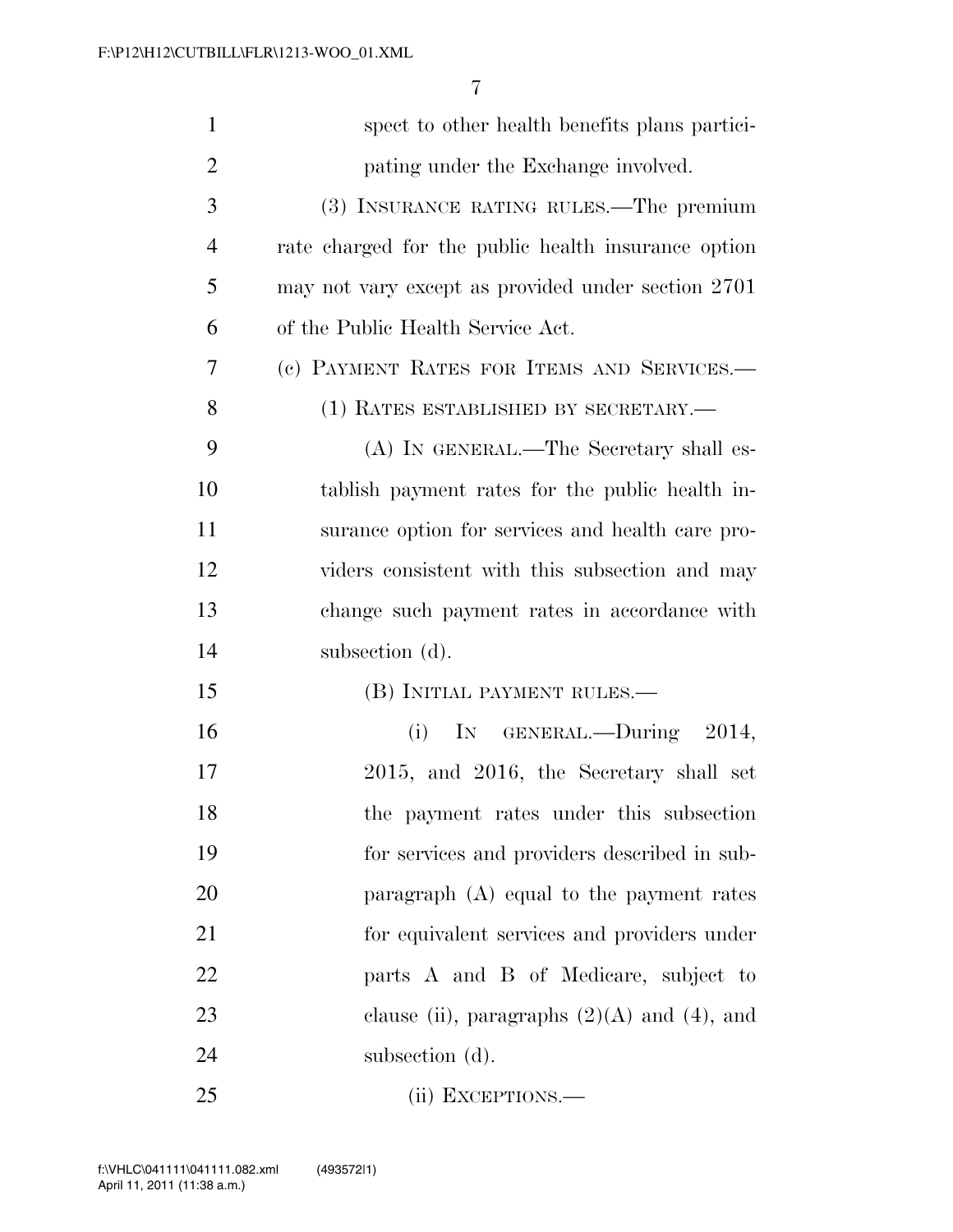spect to other health benefits plans participating under the Exchange involved.

(3) INSURANCE RATING RULES.—The premium rate charged for the public health insurance option may not vary except as provided under section 2701 of the Public Health Service Act.

(c) PAYMENT RATES FOR ITEMS AND SERVICES.—

(1) RATES ESTABLISHED BY SECRETARY.—

(A) IN GENERAL.—The Secretary shall establish payment rates for the public health insurance option for services and health care providers consistent with this subsection and may change such payment rates in accordance with subsection (d).

(B) INITIAL PAYMENT RULES.—

(i) IN GENERAL.—During 2014, 2015, and 2016, the Secretary shall set the payment rates under this subsection for services and providers described in subparagraph (A) equal to the payment rates for equivalent services and providers under parts A and B of Medicare, subject to clause (ii), paragraphs (2)(A) and (4), and subsection (d).

(ii) EXCEPTIONS.—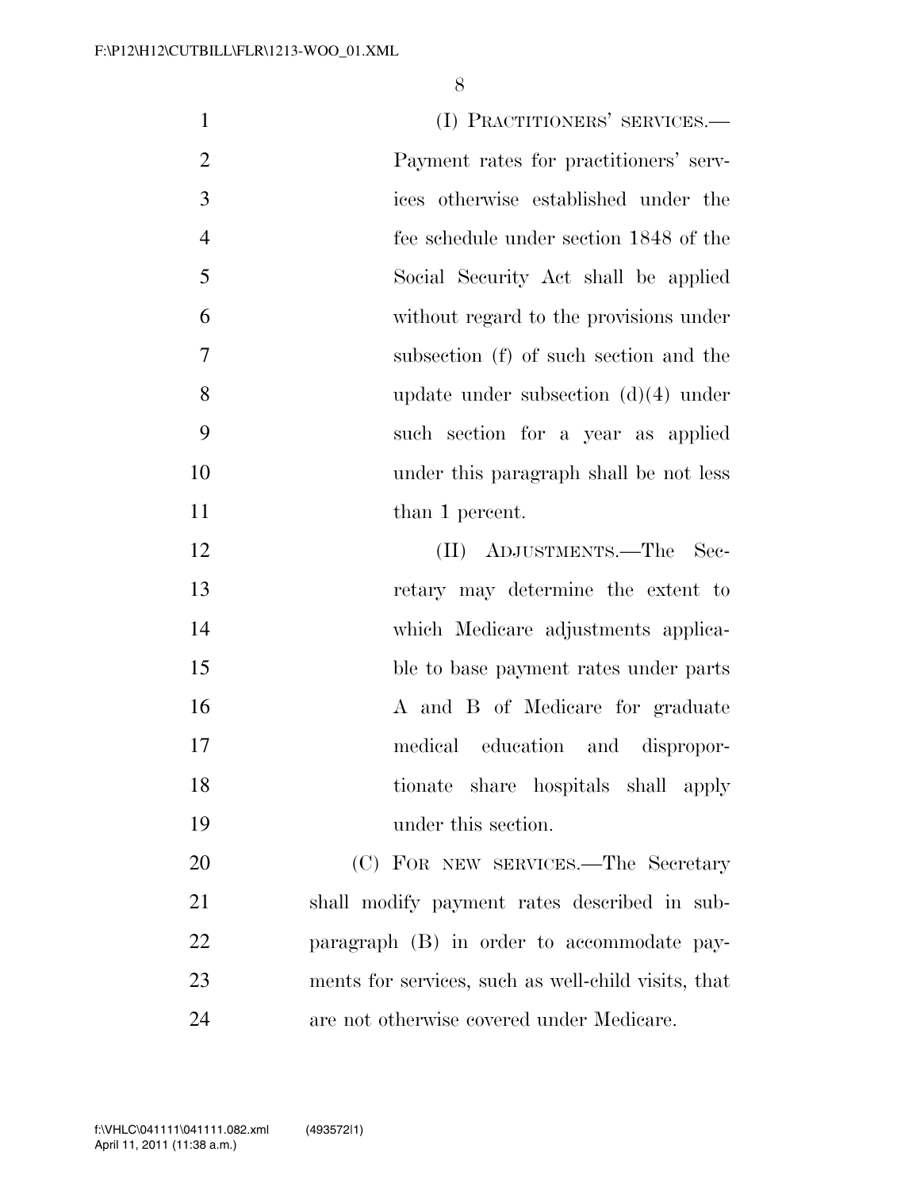(I) PRACTITIONERS' SERVICES.—Payment rates for practitioners' services otherwise established under the fee schedule under section 1848 of the Social Security Act shall be applied without regard to the provisions under subsection (f) of such section and the update under subsection (d)(4) under such section for a year as applied under this paragraph shall be not less than 1 percent.

(II) ADJUSTMENTS.—The Secretary may determine the extent to which Medicare adjustments applicable to base payment rates under parts A and B of Medicare for graduate medical education and disproportionate share hospitals shall apply under this section.

(C) FOR NEW SERVICES.—The Secretary shall modify payment rates described in subparagraph (B) in order to accommodate payments for services, such as well-child visits, that are not otherwise covered under Medicare.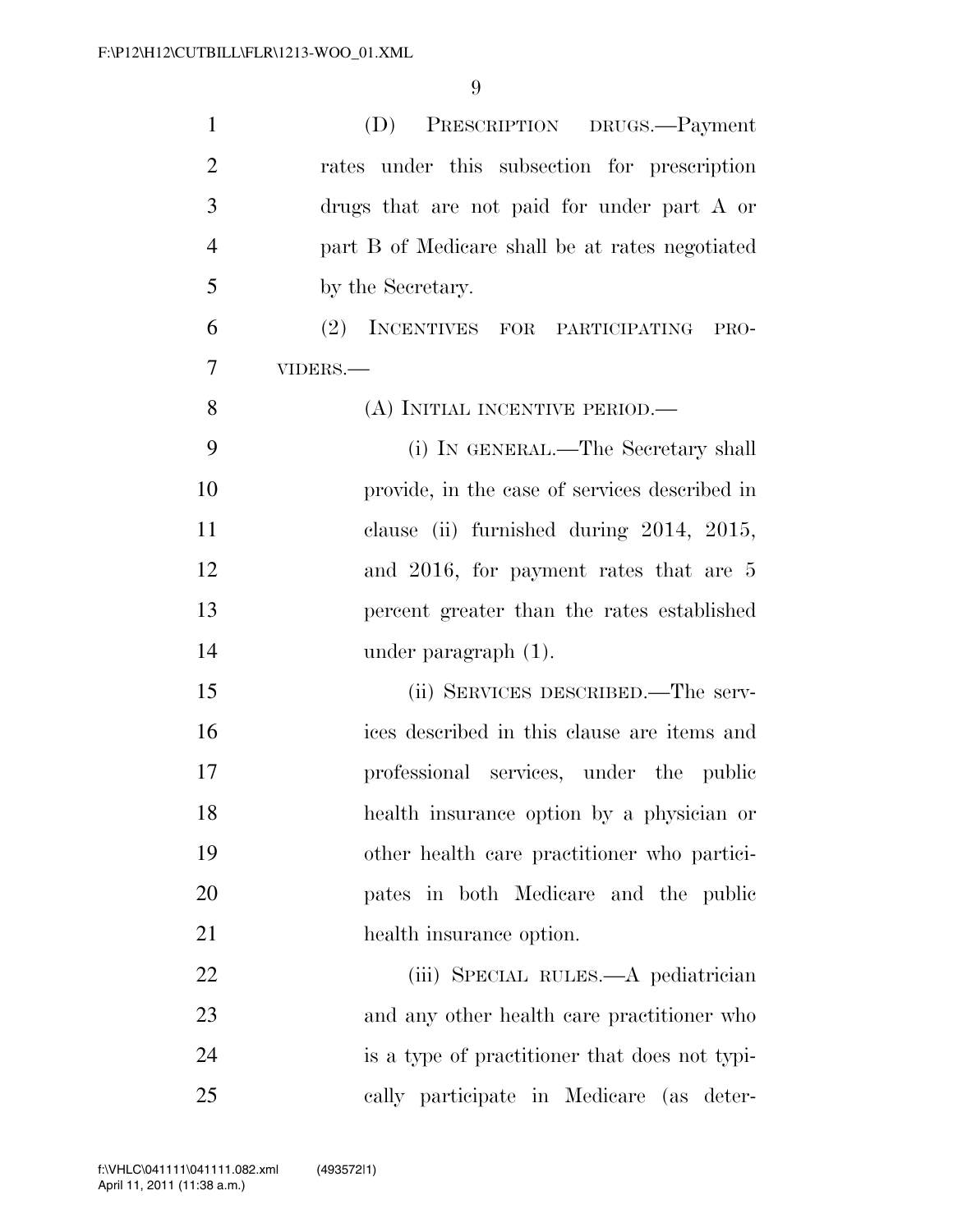(D) PRESCRIPTION DRUGS.—Payment rates under this subsection for prescription drugs that are not paid for under part A or part B of Medicare shall be at rates negotiated by the Secretary.

(2) INCENTIVES FOR PARTICIPATING PROVIDERS.—

(A) INITIAL INCENTIVE PERIOD.—

(i) IN GENERAL.—The Secretary shall provide, in the case of services described in clause (ii) furnished during 2014, 2015, and 2016, for payment rates that are 5 percent greater than the rates established under paragraph (1).

(ii) SERVICES DESCRIBED.—The services described in this clause are items and professional services, under the public health insurance option by a physician or other health care practitioner who participates in both Medicare and the public health insurance option.

(iii) SPECIAL RULES.—A pediatrician and any other health care practitioner who is a type of practitioner that does not typically participate in Medicare (as deter-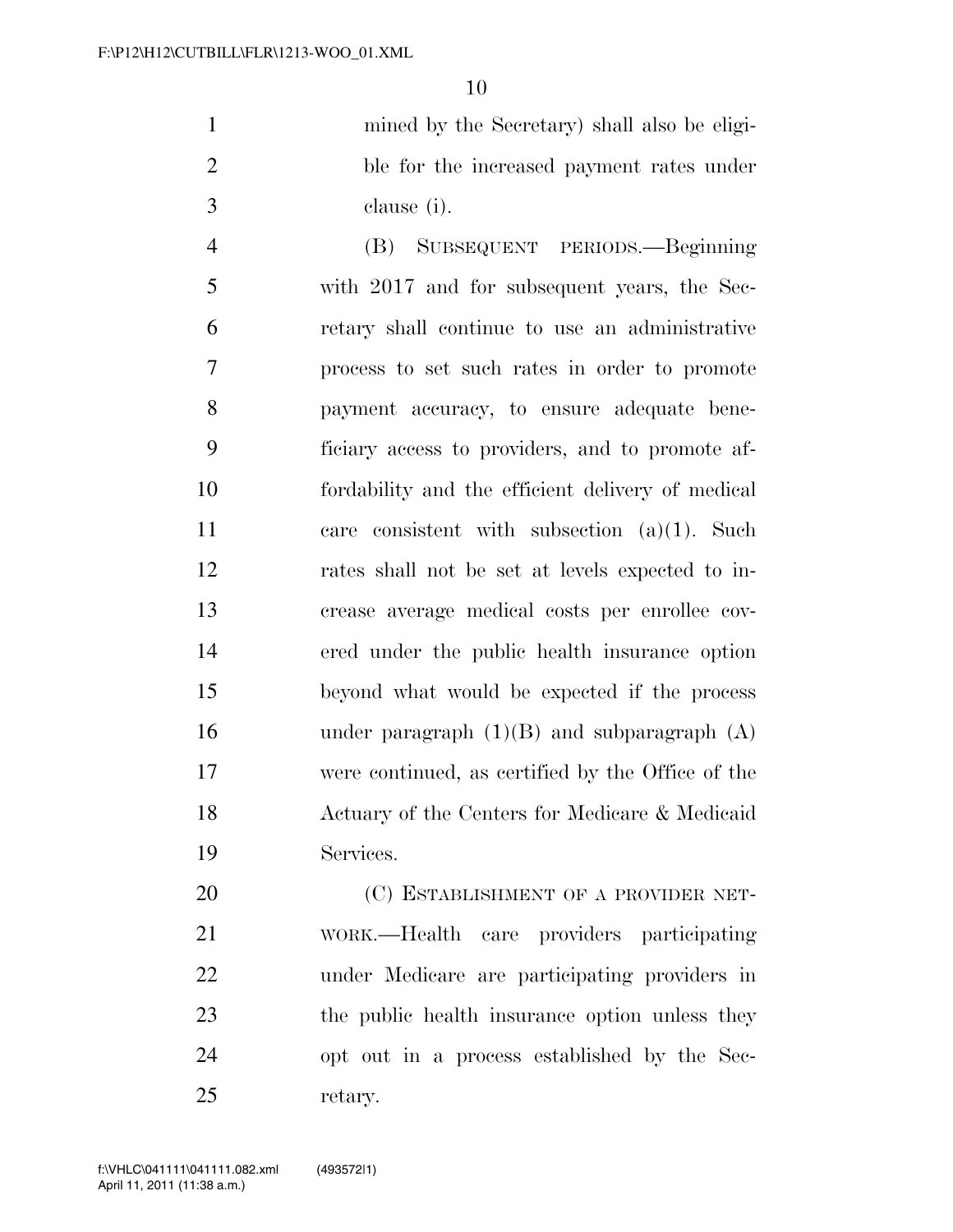mined by the Secretary) shall also be eligible for the increased payment rates under clause (i).

(B) SUBSEQUENT PERIODS.—Beginning with 2017 and for subsequent years, the Secretary shall continue to use an administrative process to set such rates in order to promote payment accuracy, to ensure adequate beneficiary access to providers, and to promote affordability and the efficient delivery of medical care consistent with subsection (a)(1). Such rates shall not be set at levels expected to increase average medical costs per enrollee covered under the public health insurance option beyond what would be expected if the process under paragraph (1)(B) and subparagraph (A) were continued, as certified by the Office of the Actuary of the Centers for Medicare & Medicaid Services.

(C) ESTABLISHMENT OF A PROVIDER NETWORK.—Health care providers participating under Medicare are participating providers in the public health insurance option unless they opt out in a process established by the Secretary.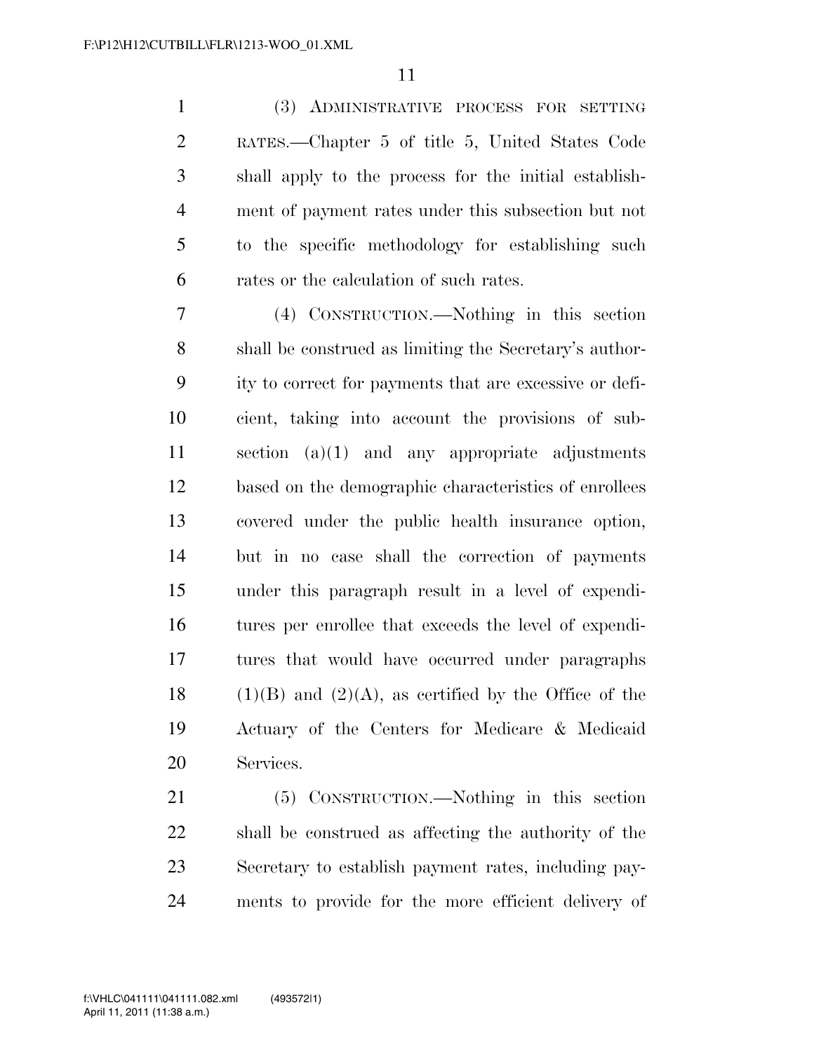(3) ADMINISTRATIVE PROCESS FOR SETTING RATES.—Chapter 5 of title 5, United States Code shall apply to the process for the initial establishment of payment rates under this subsection but not to the specific methodology for establishing such rates or the calculation of such rates.

(4) CONSTRUCTION.—Nothing in this section shall be construed as limiting the Secretary's authority to correct for payments that are excessive or deficient, taking into account the provisions of subsection (a)(1) and any appropriate adjustments based on the demographic characteristics of enrollees covered under the public health insurance option, but in no case shall the correction of payments under this paragraph result in a level of expenditures per enrollee that exceeds the level of expenditures that would have occurred under paragraphs (1)(B) and (2)(A), as certified by the Office of the Actuary of the Centers for Medicare & Medicaid Services.

(5) CONSTRUCTION.—Nothing in this section shall be construed as affecting the authority of the Secretary to establish payment rates, including payments to provide for the more efficient delivery of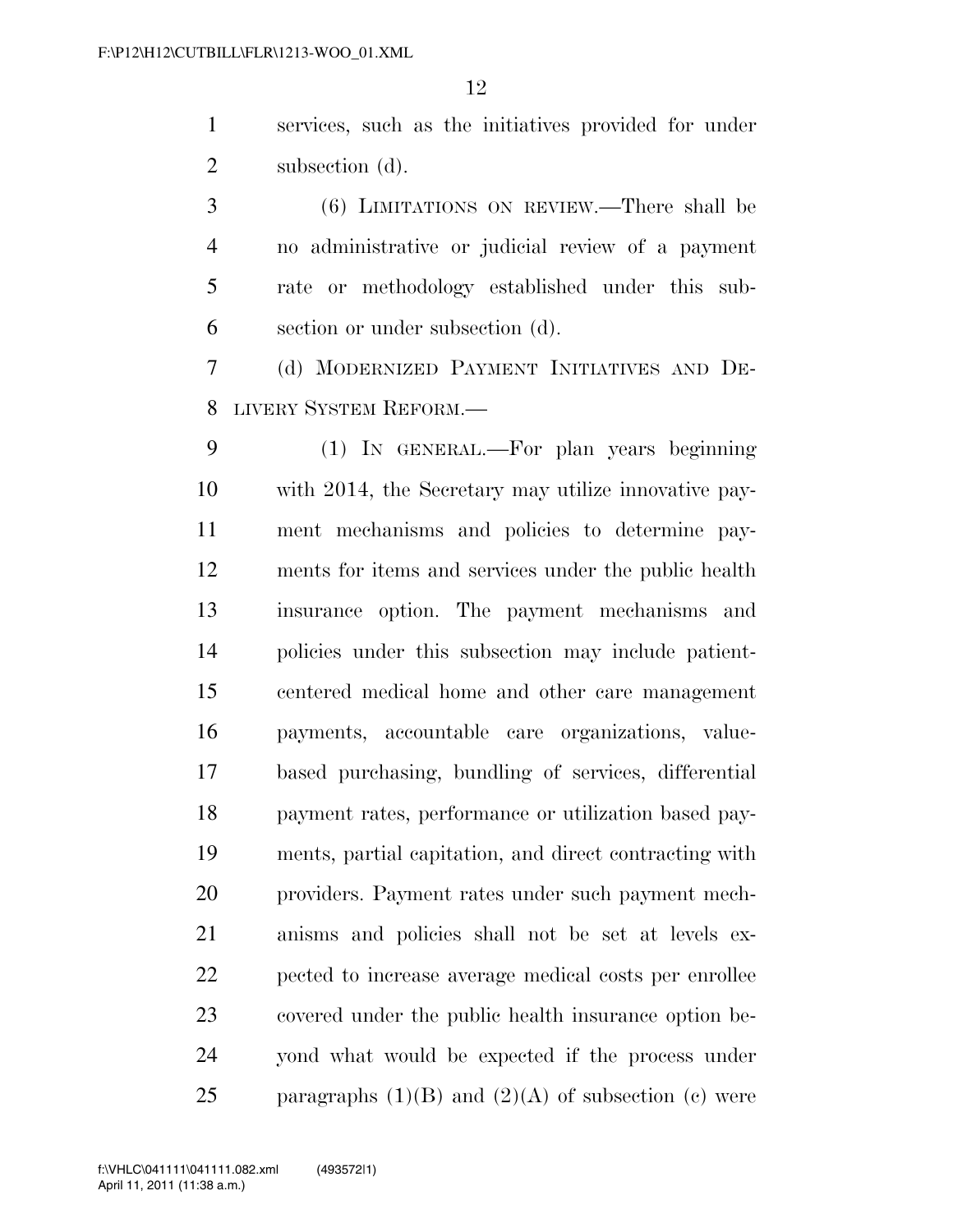services, such as the initiatives provided for under subsection (d).

(6) LIMITATIONS ON REVIEW.—There shall be no administrative or judicial review of a payment rate or methodology established under this subsection or under subsection (d).

(d) MODERNIZED PAYMENT INITIATIVES AND DELIVERY SYSTEM REFORM.—

(1) IN GENERAL.—For plan years beginning with 2014, the Secretary may utilize innovative payment mechanisms and policies to determine payments for items and services under the public health insurance option. The payment mechanisms and policies under this subsection may include patient-centered medical home and other care management payments, accountable care organizations, value-based purchasing, bundling of services, differential payment rates, performance or utilization based payments, partial capitation, and direct contracting with providers. Payment rates under such payment mechanisms and policies shall not be set at levels expected to increase average medical costs per enrollee covered under the public health insurance option beyond what would be expected if the process under paragraphs (1)(B) and (2)(A) of subsection (c) were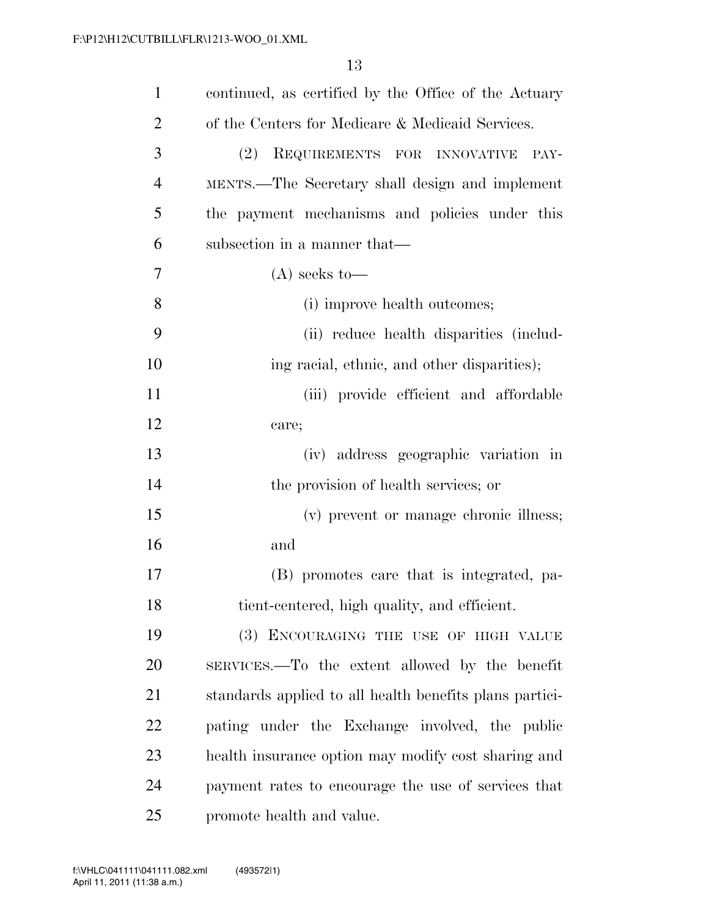continued, as certified by the Office of the Actuary of the Centers for Medicare & Medicaid Services.

(2) REQUIREMENTS FOR INNOVATIVE PAYMENTS.—The Secretary shall design and implement the payment mechanisms and policies under this subsection in a manner that—

(A) seeks to—

(i) improve health outcomes;

(ii) reduce health disparities (including racial, ethnic, and other disparities);

(iii) provide efficient and affordable care;

(iv) address geographic variation in the provision of health services; or

(v) prevent or manage chronic illness; and

(B) promotes care that is integrated, patient-centered, high quality, and efficient.

(3) ENCOURAGING THE USE OF HIGH VALUE SERVICES.—To the extent allowed by the benefit standards applied to all health benefits plans participating under the Exchange involved, the public health insurance option may modify cost sharing and payment rates to encourage the use of services that promote health and value.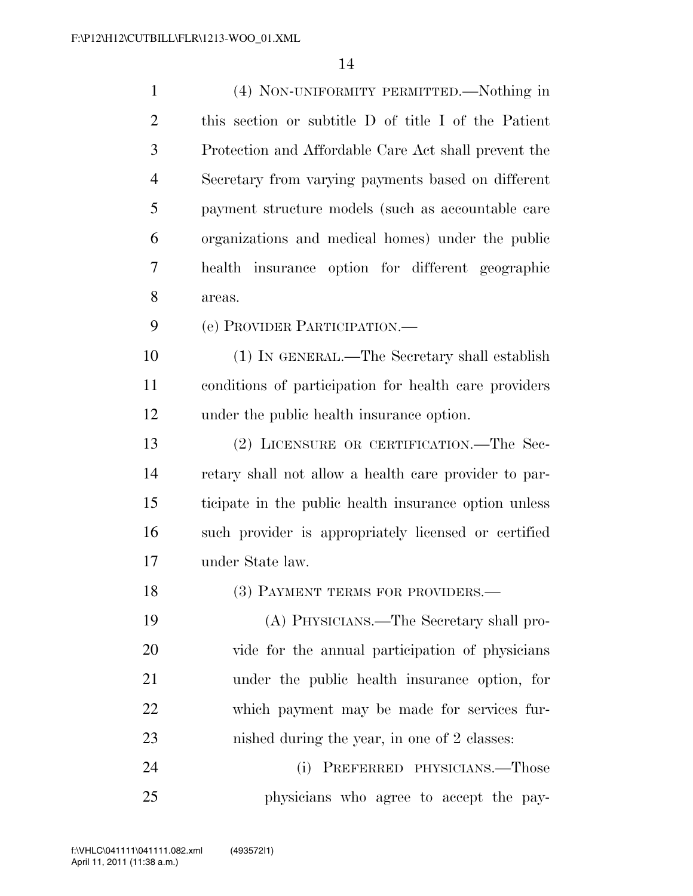(4) NON-UNIFORMITY PERMITTED.—Nothing in this section or subtitle D of title I of the Patient Protection and Affordable Care Act shall prevent the Secretary from varying payments based on different payment structure models (such as accountable care organizations and medical homes) under the public health insurance option for different geographic areas.

(e) PROVIDER PARTICIPATION.—

(1) IN GENERAL.—The Secretary shall establish conditions of participation for health care providers under the public health insurance option.

(2) LICENSURE OR CERTIFICATION.—The Secretary shall not allow a health care provider to participate in the public health insurance option unless such provider is appropriately licensed or certified under State law.

(3) PAYMENT TERMS FOR PROVIDERS.—

(A) PHYSICIANS.—The Secretary shall provide for the annual participation of physicians under the public health insurance option, for which payment may be made for services furnished during the year, in one of 2 classes:

(i) PREFERRED PHYSICIANS.—Those physicians who agree to accept the pay-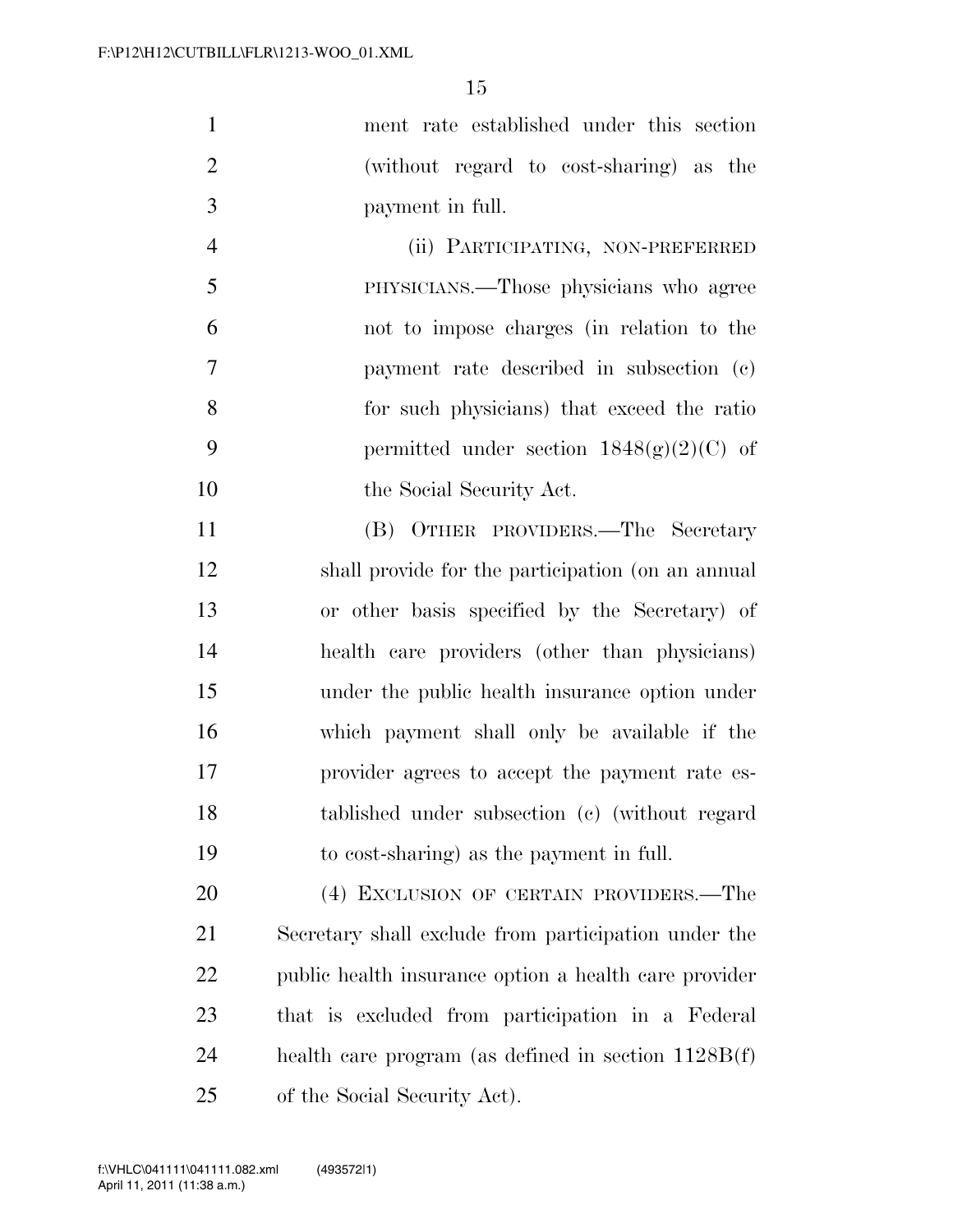ment rate established under this section (without regard to cost-sharing) as the payment in full.

(ii) PARTICIPATING, NON-PREFERRED PHYSICIANS.—Those physicians who agree not to impose charges (in relation to the payment rate described in subsection (c) for such physicians) that exceed the ratio permitted under section 1848(g)(2)(C) of the Social Security Act.

(B) OTHER PROVIDERS.—The Secretary shall provide for the participation (on an annual or other basis specified by the Secretary) of health care providers (other than physicians) under the public health insurance option under which payment shall only be available if the provider agrees to accept the payment rate established under subsection (c) (without regard to cost-sharing) as the payment in full.

(4) EXCLUSION OF CERTAIN PROVIDERS.—The Secretary shall exclude from participation under the public health insurance option a health care provider that is excluded from participation in a Federal health care program (as defined in section 1128B(f) of the Social Security Act).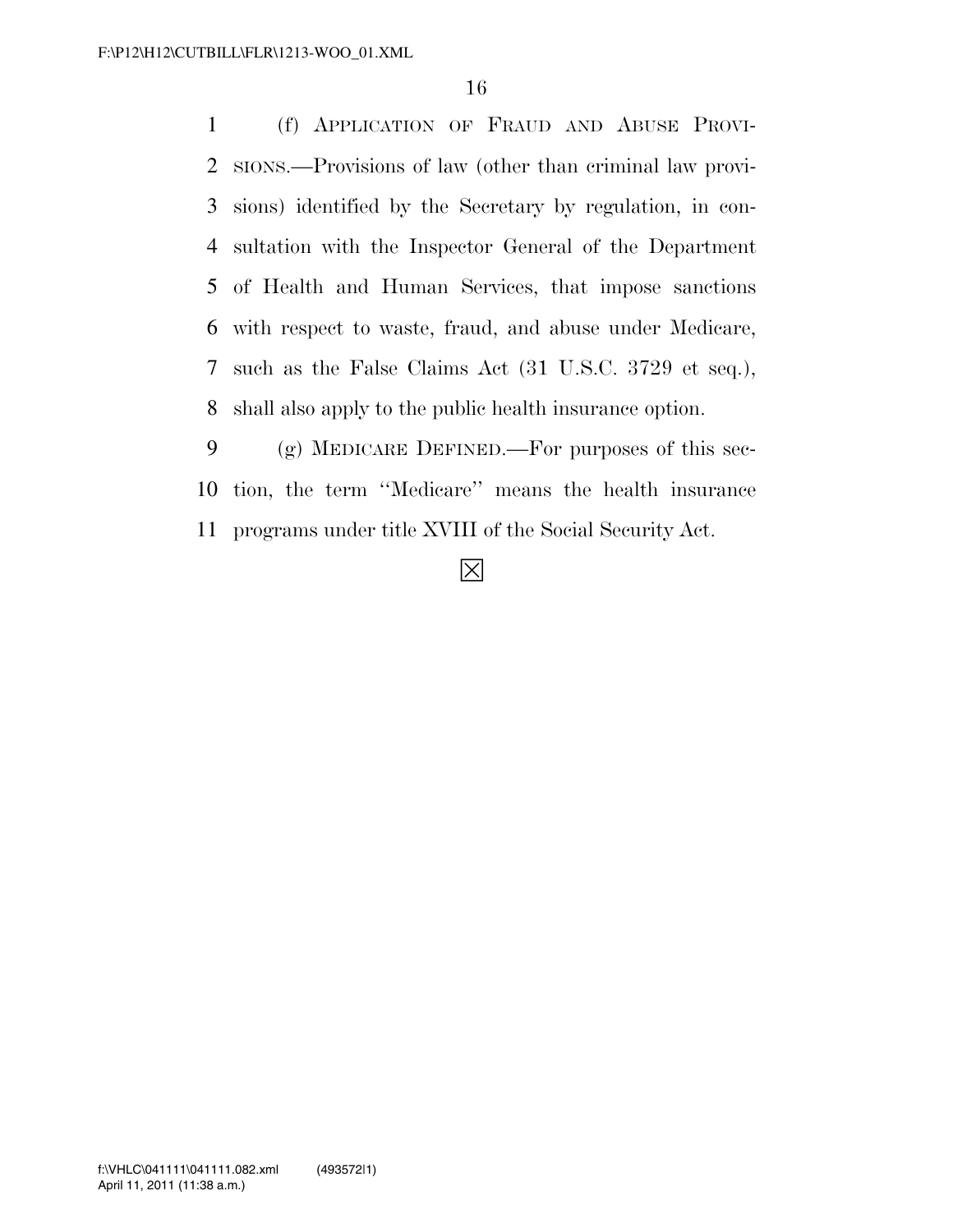(f) APPLICATION OF FRAUD AND ABUSE PROVISIONS.—Provisions of law (other than criminal law provisions) identified by the Secretary by regulation, in consultation with the Inspector General of the Department of Health and Human Services, that impose sanctions with respect to waste, fraud, and abuse under Medicare, such as the False Claims Act (31 U.S.C. 3729 et seq.), shall also apply to the public health insurance option.

(g) MEDICARE DEFINED.—For purposes of this section, the term ''Medicare'' means the health insurance programs under title XVIII of the Social Security Act.

☒